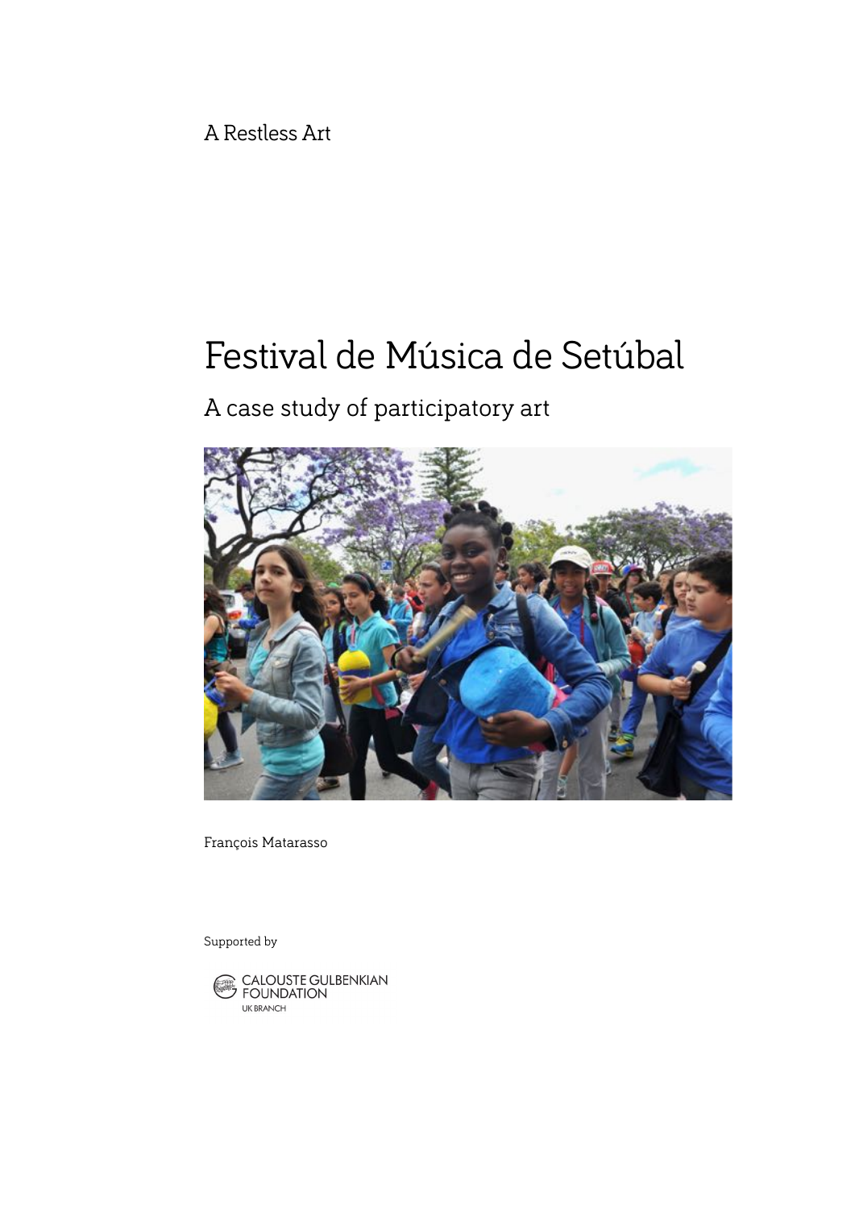A Restless Art

# Festival de Música de Setúbal

## A case study of participatory art

François Matarasso

Supported by

CALOUSTE GULBENKIAN FOUNDATION
UK BRANCH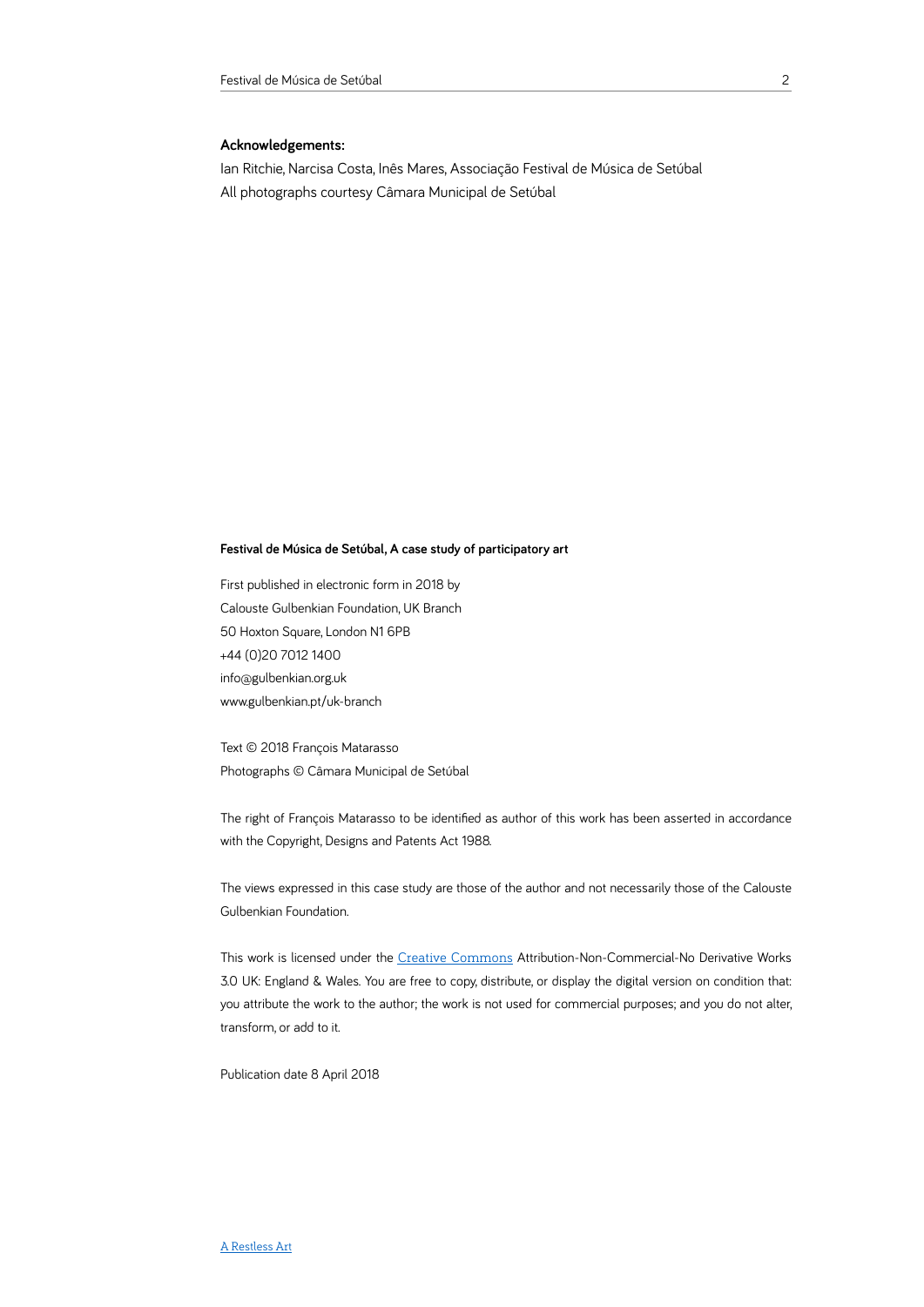**Acknowledgements:**

Ian Ritchie, Narcisa Costa, Inês Mares, Associação Festival de Música de Setúbal
All photographs courtesy Câmara Municipal de Setúbal

**Festival de Música de Setúbal, A case study of participatory art**

First published in electronic form in 2018 by
Calouste Gulbenkian Foundation, UK Branch
50 Hoxton Square, London N1 6PB
+44 (0)20 7012 1400
info@gulbenkian.org.uk
www.gulbenkian.pt/uk-branch

Text © 2018 François Matarasso
Photographs © Câmara Municipal de Setúbal

The right of François Matarasso to be identified as author of this work has been asserted in accordance with the Copyright, Designs and Patents Act 1988.

The views expressed in this case study are those of the author and not necessarily those of the Calouste Gulbenkian Foundation.

This work is licensed under the Creative Commons Attribution-Non-Commercial-No Derivative Works 3.0 UK: England & Wales. You are free to copy, distribute, or display the digital version on condition that: you attribute the work to the author; the work is not used for commercial purposes; and you do not alter, transform, or add to it.

Publication date 8 April 2018

A Restless Art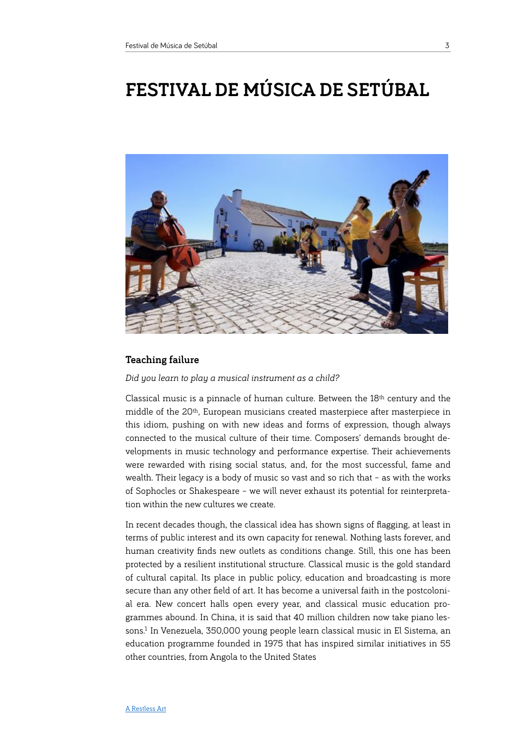# FESTIVAL DE MÚSICA DE SETÚBAL

## Teaching failure

*Did you learn to play a musical instrument as a child?*

Classical music is a pinnacle of human culture. Between the 18th century and the middle of the 20th, European musicians created masterpiece after masterpiece in this idiom, pushing on with new ideas and forms of expression, though always connected to the musical culture of their time. Composers' demands brought developments in music technology and performance expertise. Their achievements were rewarded with rising social status, and, for the most successful, fame and wealth. Their legacy is a body of music so vast and so rich that – as with the works of Sophocles or Shakespeare – we will never exhaust its potential for reinterpretation within the new cultures we create.

In recent decades though, the classical idea has shown signs of flagging, at least in terms of public interest and its own capacity for renewal. Nothing lasts forever, and human creativity finds new outlets as conditions change. Still, this one has been protected by a resilient institutional structure. Classical music is the gold standard of cultural capital. Its place in public policy, education and broadcasting is more secure than any other field of art. It has become a universal faith in the postcolonial era. New concert halls open every year, and classical music education programmes abound. In China, it is said that 40 million children now take piano lessons.[1] In Venezuela, 350,000 young people learn classical music in El Sistema, an education programme founded in 1975 that has inspired similar initiatives in 55 other countries, from Angola to the United States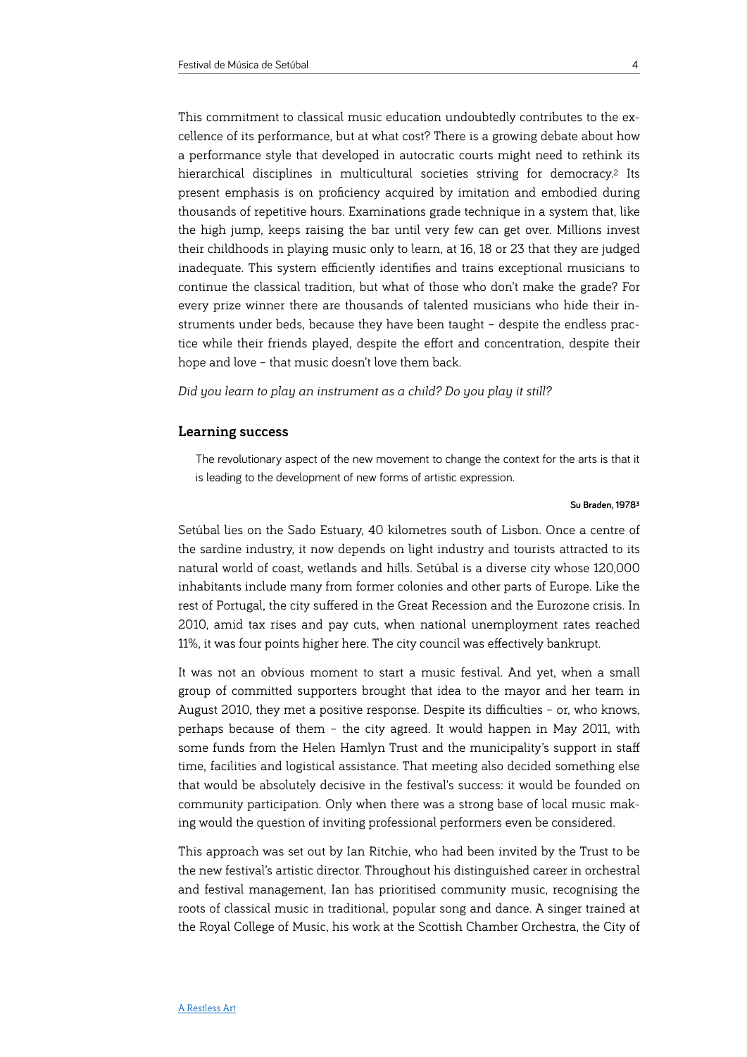This commitment to classical music education undoubtedly contributes to the excellence of its performance, but at what cost? There is a growing debate about how a performance style that developed in autocratic courts might need to rethink its hierarchical disciplines in multicultural societies striving for democracy.[2] Its present emphasis is on proficiency acquired by imitation and embodied during thousands of repetitive hours. Examinations grade technique in a system that, like the high jump, keeps raising the bar until very few can get over. Millions invest their childhoods in playing music only to learn, at 16, 18 or 23 that they are judged inadequate. This system efficiently identifies and trains exceptional musicians to continue the classical tradition, but what of those who don't make the grade? For every prize winner there are thousands of talented musicians who hide their instruments under beds, because they have been taught – despite the endless practice while their friends played, despite the effort and concentration, despite their hope and love – that music doesn't love them back.

*Did you learn to play an instrument as a child? Do you play it still?*

## Learning success

> The revolutionary aspect of the new movement to change the context for the arts is that it is leading to the development of new forms of artistic expression.
>
> **Su Braden, 1978[3]**

Setúbal lies on the Sado Estuary, 40 kilometres south of Lisbon. Once a centre of the sardine industry, it now depends on light industry and tourists attracted to its natural world of coast, wetlands and hills. Setúbal is a diverse city whose 120,000 inhabitants include many from former colonies and other parts of Europe. Like the rest of Portugal, the city suffered in the Great Recession and the Eurozone crisis. In 2010, amid tax rises and pay cuts, when national unemployment rates reached 11%, it was four points higher here. The city council was effectively bankrupt.

It was not an obvious moment to start a music festival. And yet, when a small group of committed supporters brought that idea to the mayor and her team in August 2010, they met a positive response. Despite its difficulties – or, who knows, perhaps because of them – the city agreed. It would happen in May 2011, with some funds from the Helen Hamlyn Trust and the municipality's support in staff time, facilities and logistical assistance. That meeting also decided something else that would be absolutely decisive in the festival's success: it would be founded on community participation. Only when there was a strong base of local music making would the question of inviting professional performers even be considered.

This approach was set out by Ian Ritchie, who had been invited by the Trust to be the new festival's artistic director. Throughout his distinguished career in orchestral and festival management, Ian has prioritised community music, recognising the roots of classical music in traditional, popular song and dance. A singer trained at the Royal College of Music, his work at the Scottish Chamber Orchestra, the City of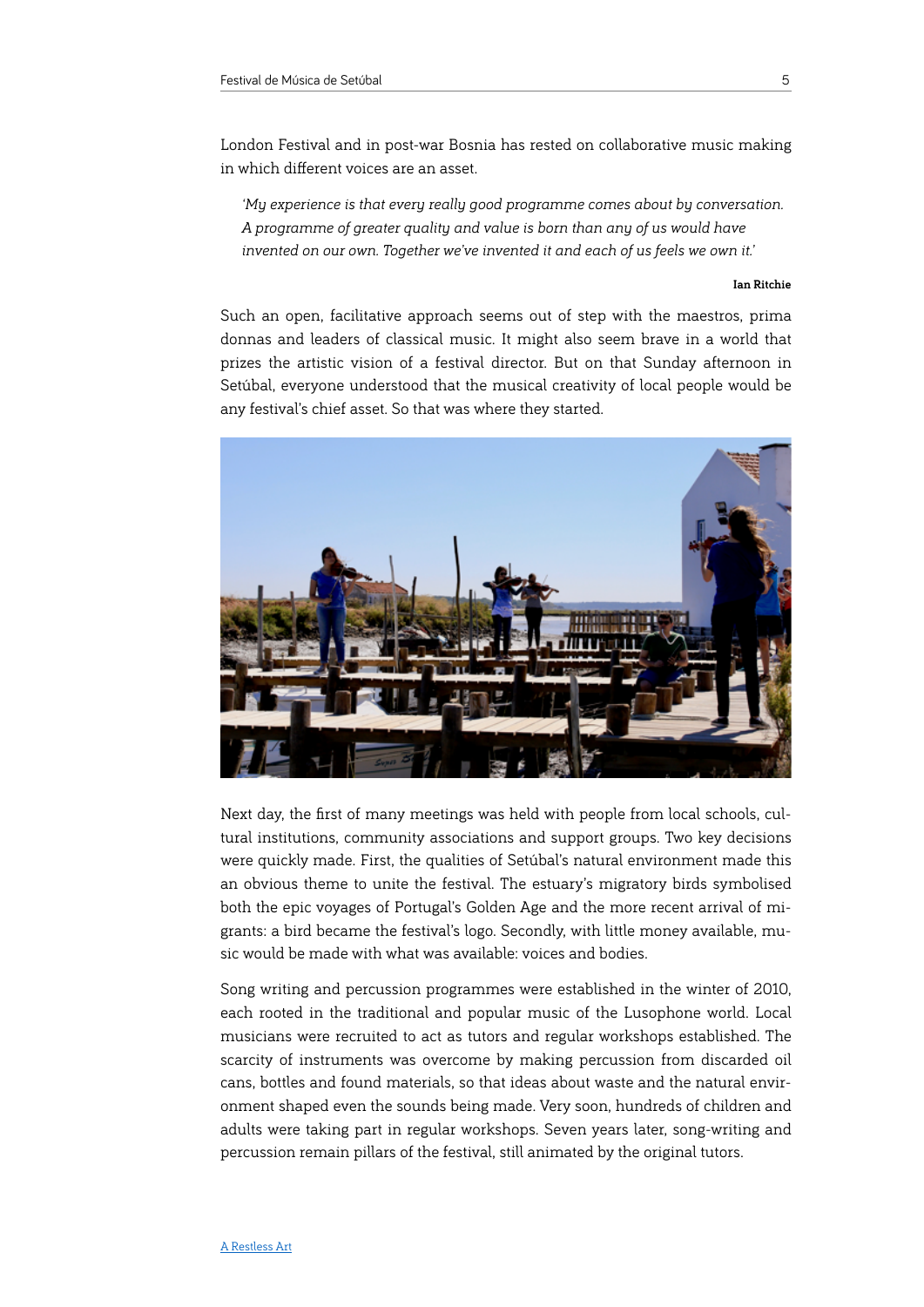London Festival and in post-war Bosnia has rested on collaborative music making in which different voices are an asset.

> *'My experience is that every really good programme comes about by conversation. A programme of greater quality and value is born than any of us would have invented on our own. Together we've invented it and each of us feels we own it.'*
>
> **Ian Ritchie**

Such an open, facilitative approach seems out of step with the maestros, prima donnas and leaders of classical music. It might also seem brave in a world that prizes the artistic vision of a festival director. But on that Sunday afternoon in Setúbal, everyone understood that the musical creativity of local people would be any festival's chief asset. So that was where they started.

Next day, the first of many meetings was held with people from local schools, cultural institutions, community associations and support groups. Two key decisions were quickly made. First, the qualities of Setúbal's natural environment made this an obvious theme to unite the festival. The estuary's migratory birds symbolised both the epic voyages of Portugal's Golden Age and the more recent arrival of migrants: a bird became the festival's logo. Secondly, with little money available, music would be made with what was available: voices and bodies.

Song writing and percussion programmes were established in the winter of 2010, each rooted in the traditional and popular music of the Lusophone world. Local musicians were recruited to act as tutors and regular workshops established. The scarcity of instruments was overcome by making percussion from discarded oil cans, bottles and found materials, so that ideas about waste and the natural environment shaped even the sounds being made. Very soon, hundreds of children and adults were taking part in regular workshops. Seven years later, song-writing and percussion remain pillars of the festival, still animated by the original tutors.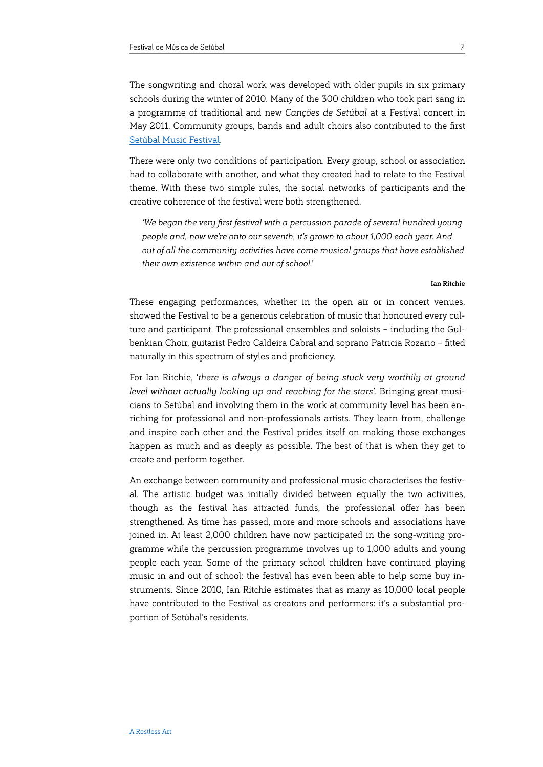The songwriting and choral work was developed with older pupils in six primary schools during the winter of 2010. Many of the 300 children who took part sang in a programme of traditional and new *Canções de Setúbal* at a Festival concert in May 2011. Community groups, bands and adult choirs also contributed to the first Setúbal Music Festival.

There were only two conditions of participation. Every group, school or association had to collaborate with another, and what they created had to relate to the Festival theme. With these two simple rules, the social networks of participants and the creative coherence of the festival were both strengthened.

> *'We began the very first festival with a percussion parade of several hundred young people and, now we're onto our seventh, it's grown to about 1,000 each year. And out of all the community activities have come musical groups that have established their own existence within and out of school.'*
>
> **Ian Ritchie**

These engaging performances, whether in the open air or in concert venues, showed the Festival to be a generous celebration of music that honoured every culture and participant. The professional ensembles and soloists – including the Gulbenkian Choir, guitarist Pedro Caldeira Cabral and soprano Patricia Rozario – fitted naturally in this spectrum of styles and proficiency.

For Ian Ritchie, '*there is always a danger of being stuck very worthily at ground level without actually looking up and reaching for the stars*'. Bringing great musicians to Setúbal and involving them in the work at community level has been enriching for professional and non-professionals artists. They learn from, challenge and inspire each other and the Festival prides itself on making those exchanges happen as much and as deeply as possible. The best of that is when they get to create and perform together.

An exchange between community and professional music characterises the festival. The artistic budget was initially divided between equally the two activities, though as the festival has attracted funds, the professional offer has been strengthened. As time has passed, more and more schools and associations have joined in. At least 2,000 children have now participated in the song-writing programme while the percussion programme involves up to 1,000 adults and young people each year. Some of the primary school children have continued playing music in and out of school: the festival has even been able to help some buy instruments. Since 2010, Ian Ritchie estimates that as many as 10,000 local people have contributed to the Festival as creators and performers: it's a substantial proportion of Setúbal's residents.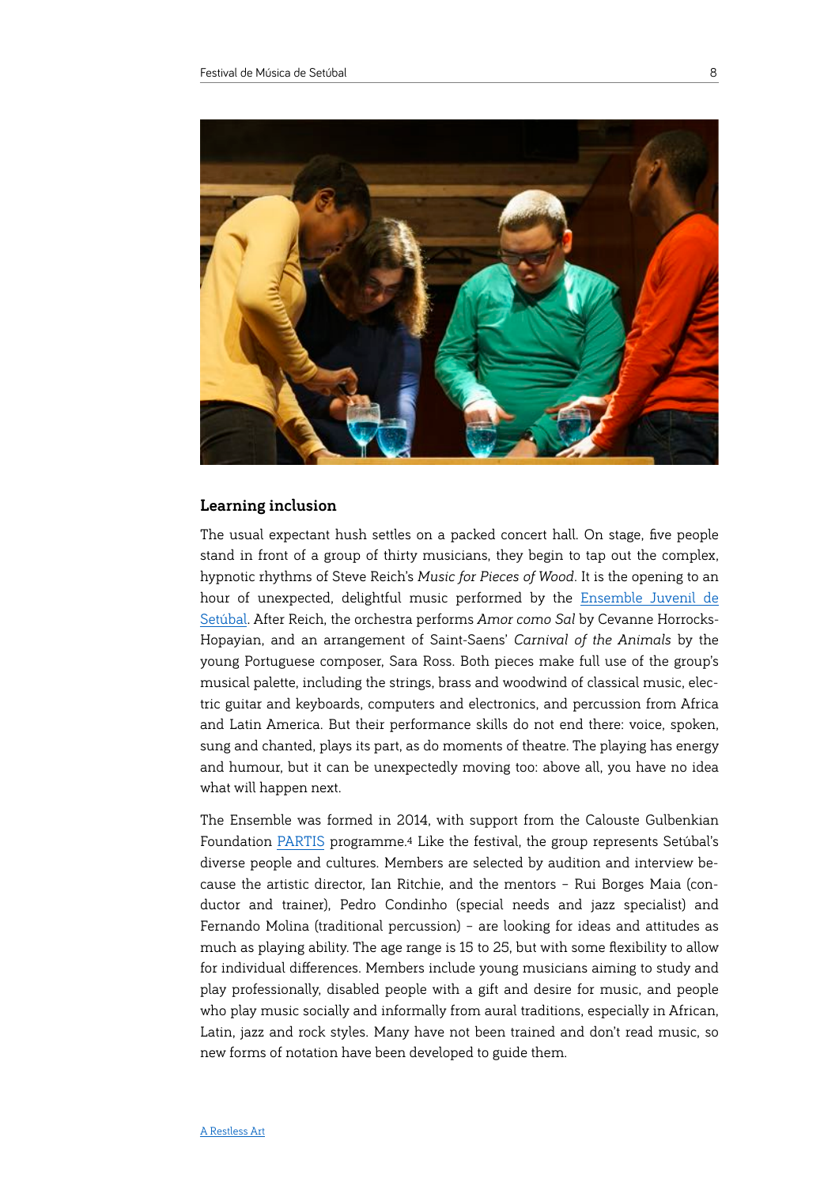## Learning inclusion

The usual expectant hush settles on a packed concert hall. On stage, five people stand in front of a group of thirty musicians, they begin to tap out the complex, hypnotic rhythms of Steve Reich's *Music for Pieces of Wood*. It is the opening to an hour of unexpected, delightful music performed by the Ensemble Juvenil de Setúbal. After Reich, the orchestra performs *Amor como Sal* by Cevanne Horrocks-Hopayian, and an arrangement of Saint-Saens' *Carnival of the Animals* by the young Portuguese composer, Sara Ross. Both pieces make full use of the group's musical palette, including the strings, brass and woodwind of classical music, electric guitar and keyboards, computers and electronics, and percussion from Africa and Latin America. But their performance skills do not end there: voice, spoken, sung and chanted, plays its part, as do moments of theatre. The playing has energy and humour, but it can be unexpectedly moving too: above all, you have no idea what will happen next.

The Ensemble was formed in 2014, with support from the Calouste Gulbenkian Foundation PARTIS programme.[4] Like the festival, the group represents Setúbal's diverse people and cultures. Members are selected by audition and interview because the artistic director, Ian Ritchie, and the mentors – Rui Borges Maia (conductor and trainer), Pedro Condinho (special needs and jazz specialist) and Fernando Molina (traditional percussion) – are looking for ideas and attitudes as much as playing ability. The age range is 15 to 25, but with some flexibility to allow for individual differences. Members include young musicians aiming to study and play professionally, disabled people with a gift and desire for music, and people who play music socially and informally from aural traditions, especially in African, Latin, jazz and rock styles. Many have not been trained and don't read music, so new forms of notation have been developed to guide them.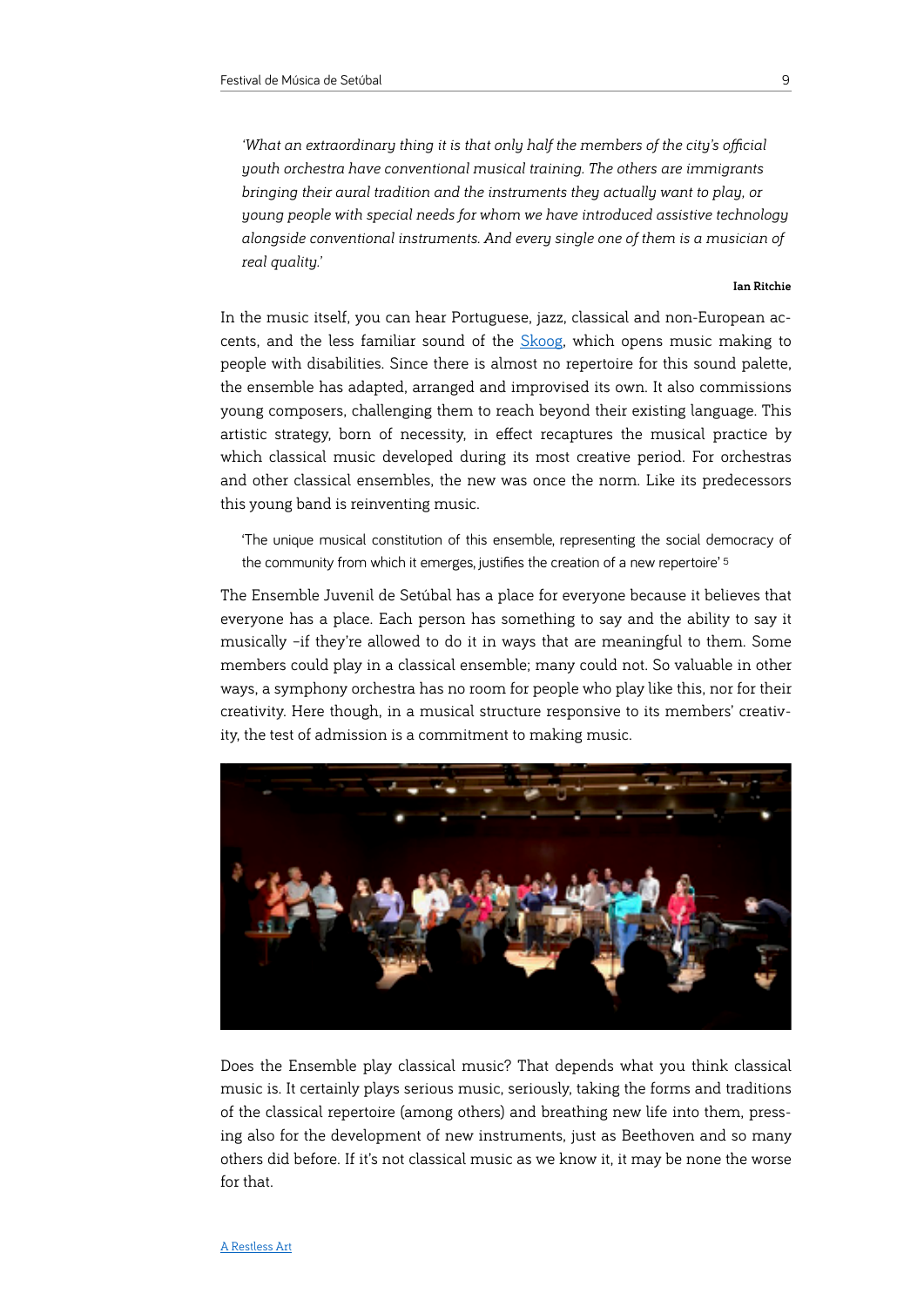*'What an extraordinary thing it is that only half the members of the city's official youth orchestra have conventional musical training. The others are immigrants bringing their aural tradition and the instruments they actually want to play, or young people with special needs for whom we have introduced assistive technology alongside conventional instruments. And every single one of them is a musician of real quality.'*

**Ian Ritchie**

In the music itself, you can hear Portuguese, jazz, classical and non-European accents, and the less familiar sound of the Skoog, which opens music making to people with disabilities. Since there is almost no repertoire for this sound palette, the ensemble has adapted, arranged and improvised its own. It also commissions young composers, challenging them to reach beyond their existing language. This artistic strategy, born of necessity, in effect recaptures the musical practice by which classical music developed during its most creative period. For orchestras and other classical ensembles, the new was once the norm. Like its predecessors this young band is reinventing music.

> 'The unique musical constitution of this ensemble, representing the social democracy of the community from which it emerges, justifies the creation of a new repertoire' [5]

The Ensemble Juvenil de Setúbal has a place for everyone because it believes that everyone has a place. Each person has something to say and the ability to say it musically –if they're allowed to do it in ways that are meaningful to them. Some members could play in a classical ensemble; many could not. So valuable in other ways, a symphony orchestra has no room for people who play like this, nor for their creativity. Here though, in a musical structure responsive to its members' creativity, the test of admission is a commitment to making music.

Does the Ensemble play classical music? That depends what you think classical music is. It certainly plays serious music, seriously, taking the forms and traditions of the classical repertoire (among others) and breathing new life into them, pressing also for the development of new instruments, just as Beethoven and so many others did before. If it's not classical music as we know it, it may be none the worse for that.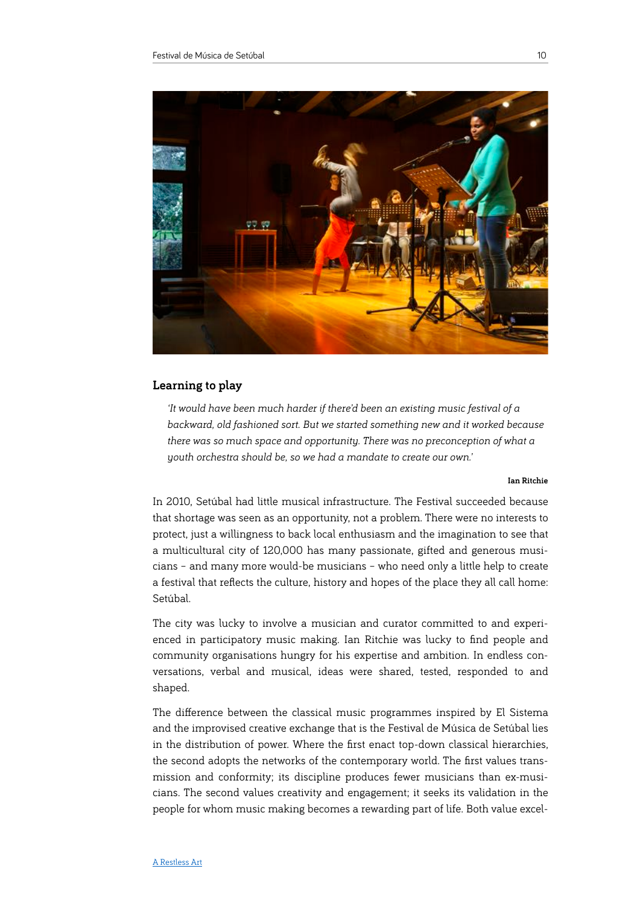## Learning to play

> *'It would have been much harder if there'd been an existing music festival of a backward, old fashioned sort. But we started something new and it worked because there was so much space and opportunity. There was no preconception of what a youth orchestra should be, so we had a mandate to create our own.'*
>
> **Ian Ritchie**

In 2010, Setúbal had little musical infrastructure. The Festival succeeded because that shortage was seen as an opportunity, not a problem. There were no interests to protect, just a willingness to back local enthusiasm and the imagination to see that a multicultural city of 120,000 has many passionate, gifted and generous musicians – and many more would-be musicians – who need only a little help to create a festival that reflects the culture, history and hopes of the place they all call home: Setúbal.

The city was lucky to involve a musician and curator committed to and experienced in participatory music making. Ian Ritchie was lucky to find people and community organisations hungry for his expertise and ambition. In endless conversations, verbal and musical, ideas were shared, tested, responded to and shaped.

The difference between the classical music programmes inspired by El Sistema and the improvised creative exchange that is the Festival de Música de Setúbal lies in the distribution of power. Where the first enact top-down classical hierarchies, the second adopts the networks of the contemporary world. The first values transmission and conformity; its discipline produces fewer musicians than ex-musicians. The second values creativity and engagement; it seeks its validation in the people for whom music making becomes a rewarding part of life. Both value excel-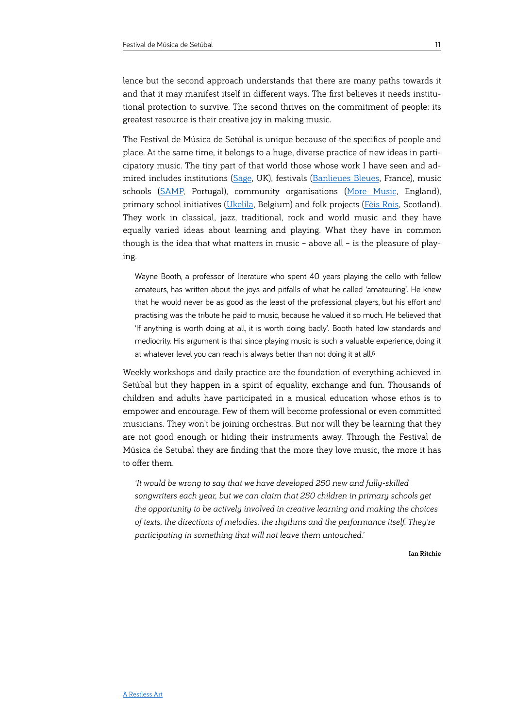lence but the second approach understands that there are many paths towards it and that it may manifest itself in different ways. The first believes it needs institutional protection to survive. The second thrives on the commitment of people: its greatest resource is their creative joy in making music.

The Festival de Música de Setúbal is unique because of the specifics of people and place. At the same time, it belongs to a huge, diverse practice of new ideas in participatory music. The tiny part of that world those whose work I have seen and admired includes institutions (Sage, UK), festivals (Banlieues Bleues, France), music schools (SAMP, Portugal), community organisations (More Music, England), primary school initiatives (Ukelila, Belgium) and folk projects (Fèis Rois, Scotland). They work in classical, jazz, traditional, rock and world music and they have equally varied ideas about learning and playing. What they have in common though is the idea that what matters in music – above all – is the pleasure of playing.

> Wayne Booth, a professor of literature who spent 40 years playing the cello with fellow amateurs, has written about the joys and pitfalls of what he called 'amateuring'. He knew that he would never be as good as the least of the professional players, but his effort and practising was the tribute he paid to music, because he valued it so much. He believed that 'If anything is worth doing at all, it is worth doing badly'. Booth hated low standards and mediocrity. His argument is that since playing music is such a valuable experience, doing it at whatever level you can reach is always better than not doing it at all.[5]

Weekly workshops and daily practice are the foundation of everything achieved in Setúbal but they happen in a spirit of equality, exchange and fun. Thousands of children and adults have participated in a musical education whose ethos is to empower and encourage. Few of them will become professional or even committed musicians. They won't be joining orchestras. But nor will they be learning that they are not good enough or hiding their instruments away. Through the Festival de Música de Setubal they are finding that the more they love music, the more it has to offer them.

> *'It would be wrong to say that we have developed 250 new and fully-skilled songwriters each year, but we can claim that 250 children in primary schools get the opportunity to be actively involved in creative learning and making the choices of texts, the directions of melodies, the rhythms and the performance itself. They're participating in something that will not leave them untouched.'*

**Ian Ritchie**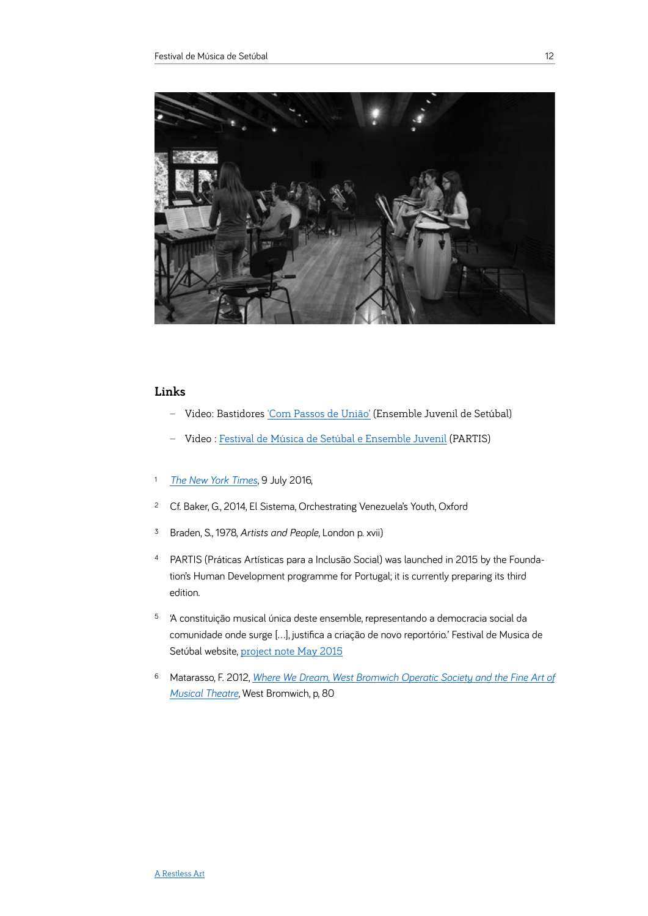## Links

- Video: Bastidores 'Com Passos de União' (Ensemble Juvenil de Setúbal)
- Video : Festival de Música de Setúbal e Ensemble Juvenil (PARTIS)

[1] *The New York Times*, 9 July 2016,

[2] Cf. Baker, G., 2014, El Sistema, Orchestrating Venezuela's Youth, Oxford

[3] Braden, S., 1978, *Artists and People*, London p. xvii)

[4] PARTIS (Práticas Artísticas para a Inclusão Social) was launched in 2015 by the Foundation's Human Development programme for Portugal; it is currently preparing its third edition.

[5] 'A constituição musical única deste ensemble, representando a democracia social da comunidade onde surge [...], justifica a criação de novo reportório.' Festival de Musica de Setúbal website, project note May 2015

[6] Matarasso, F. 2012, *Where We Dream, West Bromwich Operatic Society and the Fine Art of Musical Theatre*, West Bromwich, p, 80